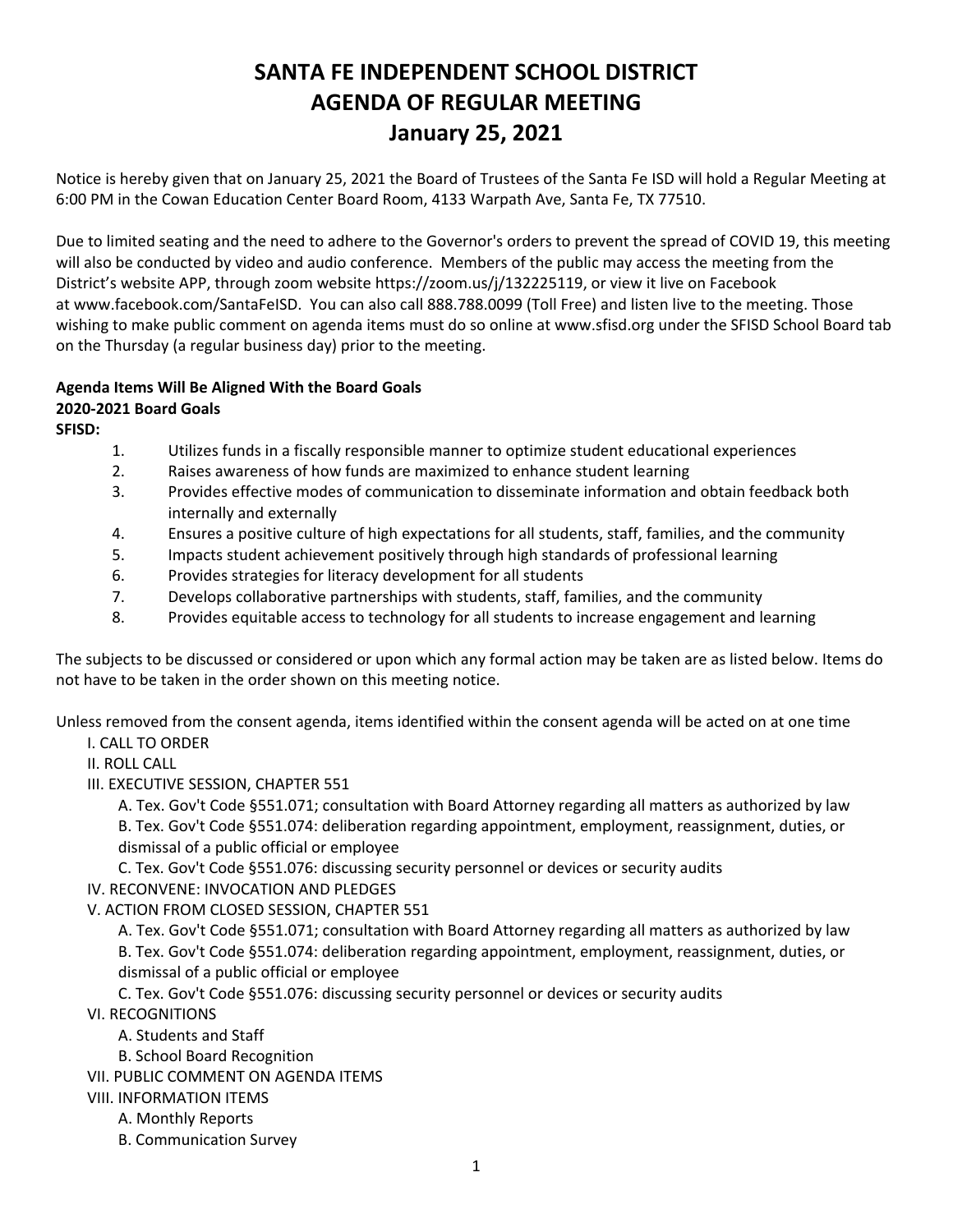# SANTA FE INDEPENDENT SCHOOL DISTRICT
# AGENDA OF REGULAR MEETING
# January 25, 2021

Notice is hereby given that on January 25, 2021 the Board of Trustees of the Santa Fe ISD will hold a Regular Meeting at 6:00 PM in the Cowan Education Center Board Room, 4133 Warpath Ave, Santa Fe, TX 77510.

Due to limited seating and the need to adhere to the Governor's orders to prevent the spread of COVID 19, this meeting will also be conducted by video and audio conference. Members of the public may access the meeting from the District's website APP, through zoom website https://zoom.us/j/132225119, or view it live on Facebook at www.facebook.com/SantaFeISD. You can also call 888.788.0099 (Toll Free) and listen live to the meeting. Those wishing to make public comment on agenda items must do so online at www.sfisd.org under the SFISD School Board tab on the Thursday (a regular business day) prior to the meeting.

**Agenda Items Will Be Aligned With the Board Goals**
**2020-2021 Board Goals**
**SFISD:**

1. Utilizes funds in a fiscally responsible manner to optimize student educational experiences
2. Raises awareness of how funds are maximized to enhance student learning
3. Provides effective modes of communication to disseminate information and obtain feedback both internally and externally
4. Ensures a positive culture of high expectations for all students, staff, families, and the community
5. Impacts student achievement positively through high standards of professional learning
6. Provides strategies for literacy development for all students
7. Develops collaborative partnerships with students, staff, families, and the community
8. Provides equitable access to technology for all students to increase engagement and learning

The subjects to be discussed or considered or upon which any formal action may be taken are as listed below. Items do not have to be taken in the order shown on this meeting notice.

Unless removed from the consent agenda, items identified within the consent agenda will be acted on at one time

- I. CALL TO ORDER
- II. ROLL CALL
- III. EXECUTIVE SESSION, CHAPTER 551
  - A. Tex. Gov't Code §551.071; consultation with Board Attorney regarding all matters as authorized by law
  - B. Tex. Gov't Code §551.074: deliberation regarding appointment, employment, reassignment, duties, or dismissal of a public official or employee
  - C. Tex. Gov't Code §551.076: discussing security personnel or devices or security audits
- IV. RECONVENE: INVOCATION AND PLEDGES
- V. ACTION FROM CLOSED SESSION, CHAPTER 551
  - A. Tex. Gov't Code §551.071; consultation with Board Attorney regarding all matters as authorized by law
  - B. Tex. Gov't Code §551.074: deliberation regarding appointment, employment, reassignment, duties, or dismissal of a public official or employee
  - C. Tex. Gov't Code §551.076: discussing security personnel or devices or security audits
- VI. RECOGNITIONS
  - A. Students and Staff
  - B. School Board Recognition
- VII. PUBLIC COMMENT ON AGENDA ITEMS
- VIII. INFORMATION ITEMS
  - A. Monthly Reports
  - B. Communication Survey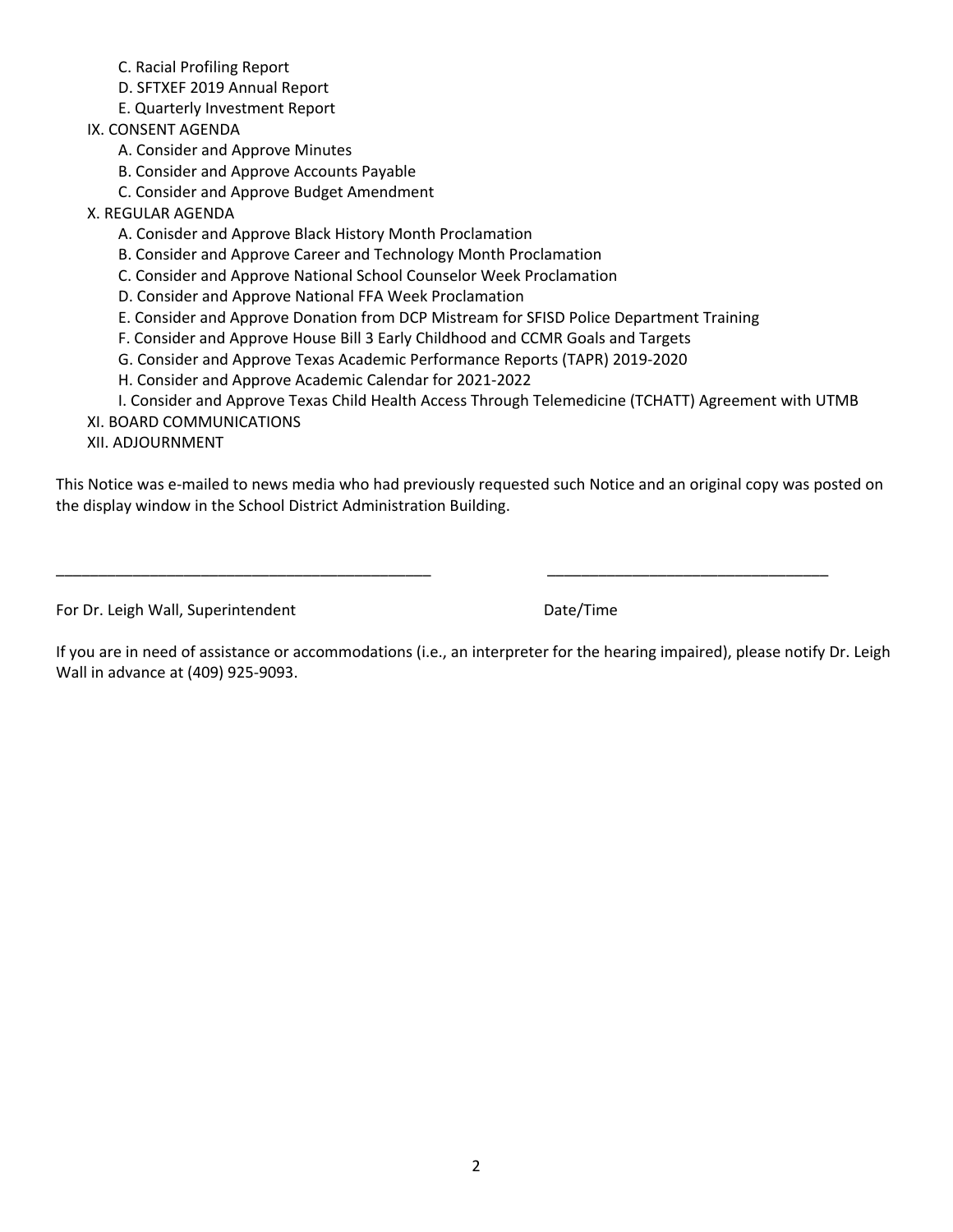- C. Racial Profiling Report
- D. SFTXEF 2019 Annual Report
- E. Quarterly Investment Report

IX. CONSENT AGENDA

- A. Consider and Approve Minutes
- B. Consider and Approve Accounts Payable
- C. Consider and Approve Budget Amendment

X. REGULAR AGENDA

- A. Conisder and Approve Black History Month Proclamation
- B. Consider and Approve Career and Technology Month Proclamation
- C. Consider and Approve National School Counselor Week Proclamation
- D. Consider and Approve National FFA Week Proclamation
- E. Consider and Approve Donation from DCP Mistream for SFISD Police Department Training
- F. Consider and Approve House Bill 3 Early Childhood and CCMR Goals and Targets
- G. Consider and Approve Texas Academic Performance Reports (TAPR) 2019-2020
- H. Consider and Approve Academic Calendar for 2021-2022
- I. Consider and Approve Texas Child Health Access Through Telemedicine (TCHATT) Agreement with UTMB

XI. BOARD COMMUNICATIONS

XII. ADJOURNMENT

This Notice was e-mailed to news media who had previously requested such Notice and an original copy was posted on the display window in the School District Administration Building.

_____________________________________________ _________________________________

For Dr. Leigh Wall, Superintendent Date/Time

If you are in need of assistance or accommodations (i.e., an interpreter for the hearing impaired), please notify Dr. Leigh Wall in advance at (409) 925-9093.